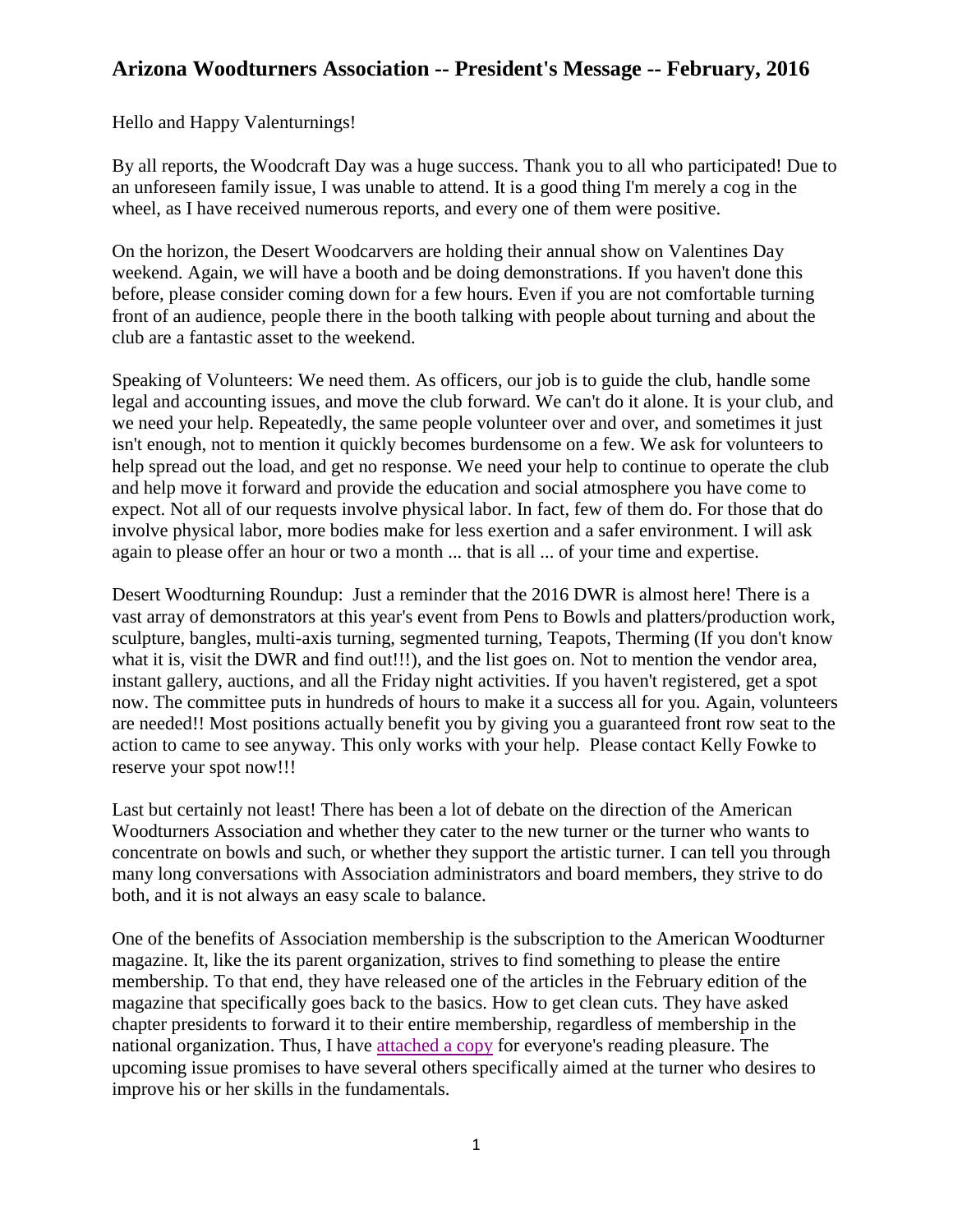# Arizona Woodturners Association -- President's Message -- February, 2016

Hello and Happy Valenturnings!

By all reports, the Woodcraft Day was a huge success. Thank you to all who participated! Due to an unforeseen family issue, I was unable to attend. It is a good thing I'm merely a cog in the wheel, as I have received numerous reports, and every one of them were positive.

On the horizon, the Desert Woodcarvers are holding their annual show on Valentines Day weekend. Again, we will have a booth and be doing demonstrations. If you haven't done this before, please consider coming down for a few hours. Even if you are not comfortable turning front of an audience, people there in the booth talking with people about turning and about the club are a fantastic asset to the weekend.

Speaking of Volunteers: We need them. As officers, our job is to guide the club, handle some legal and accounting issues, and move the club forward. We can't do it alone. It is your club, and we need your help. Repeatedly, the same people volunteer over and over, and sometimes it just isn't enough, not to mention it quickly becomes burdensome on a few. We ask for volunteers to help spread out the load, and get no response. We need your help to continue to operate the club and help move it forward and provide the education and social atmosphere you have come to expect. Not all of our requests involve physical labor. In fact, few of them do. For those that do involve physical labor, more bodies make for less exertion and a safer environment. I will ask again to please offer an hour or two a month ... that is all ... of your time and expertise.

Desert Woodturning Roundup: Just a reminder that the 2016 DWR is almost here! There is a vast array of demonstrators at this year's event from Pens to Bowls and platters/production work, sculpture, bangles, multi-axis turning, segmented turning, Teapots, Therming (If you don't know what it is, visit the DWR and find out!!!), and the list goes on. Not to mention the vendor area, instant gallery, auctions, and all the Friday night activities. If you haven't registered, get a spot now. The committee puts in hundreds of hours to make it a success all for you. Again, volunteers are needed!! Most positions actually benefit you by giving you a guaranteed front row seat to the action to came to see anyway. This only works with your help. Please contact Kelly Fowke to reserve your spot now!!!

Last but certainly not least! There has been a lot of debate on the direction of the American Woodturners Association and whether they cater to the new turner or the turner who wants to concentrate on bowls and such, or whether they support the artistic turner. I can tell you through many long conversations with Association administrators and board members, they strive to do both, and it is not always an easy scale to balance.

One of the benefits of Association membership is the subscription to the American Woodturner magazine. It, like the its parent organization, strives to find something to please the entire membership. To that end, they have released one of the articles in the February edition of the magazine that specifically goes back to the basics. How to get clean cuts. They have asked chapter presidents to forward it to their entire membership, regardless of membership in the national organization. Thus, I have attached a copy for everyone's reading pleasure. The upcoming issue promises to have several others specifically aimed at the turner who desires to improve his or her skills in the fundamentals.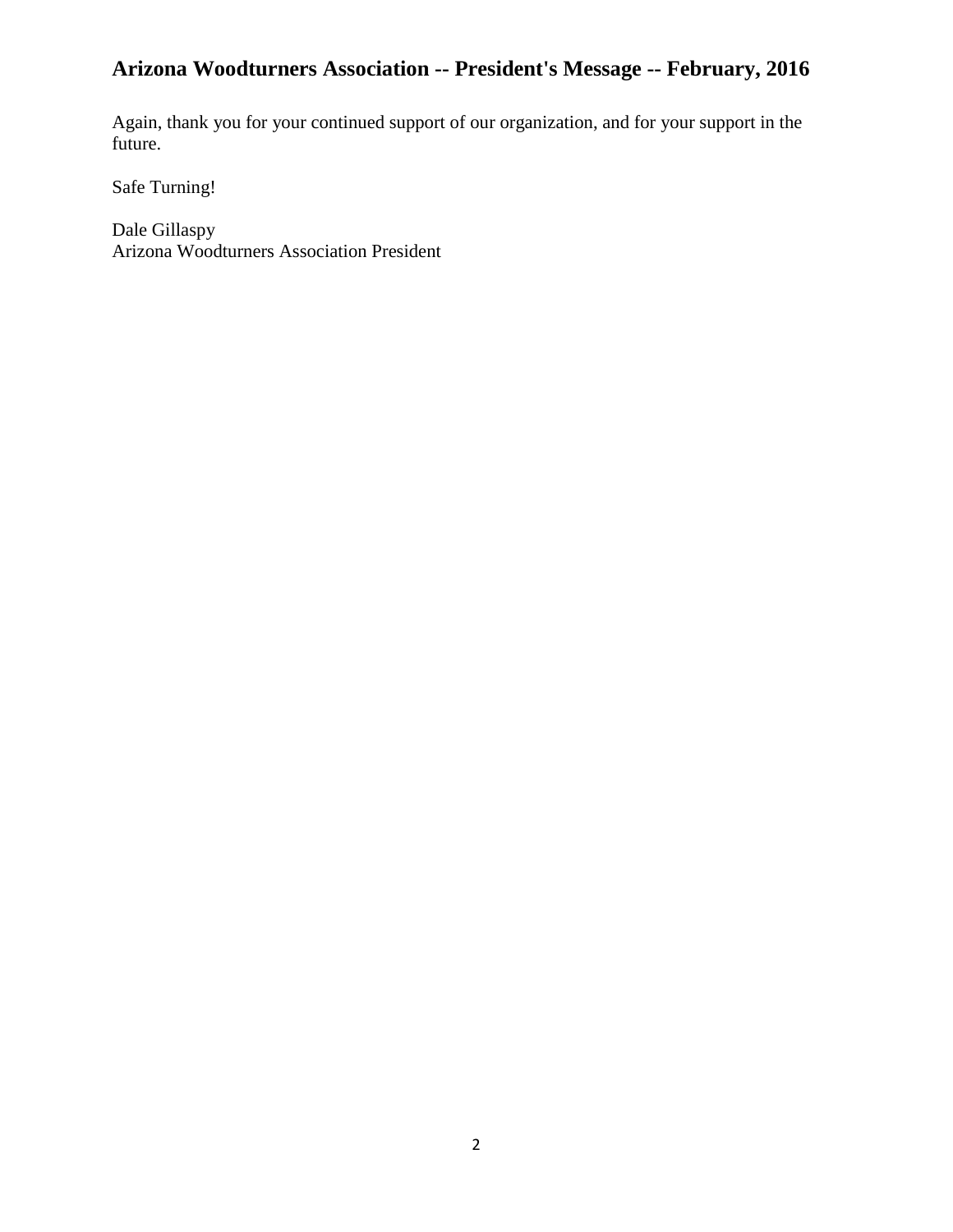Again, thank you for your continued support of our organization, and for your support in the future.

Safe Turning!

Dale Gillaspy
Arizona Woodturners Association President